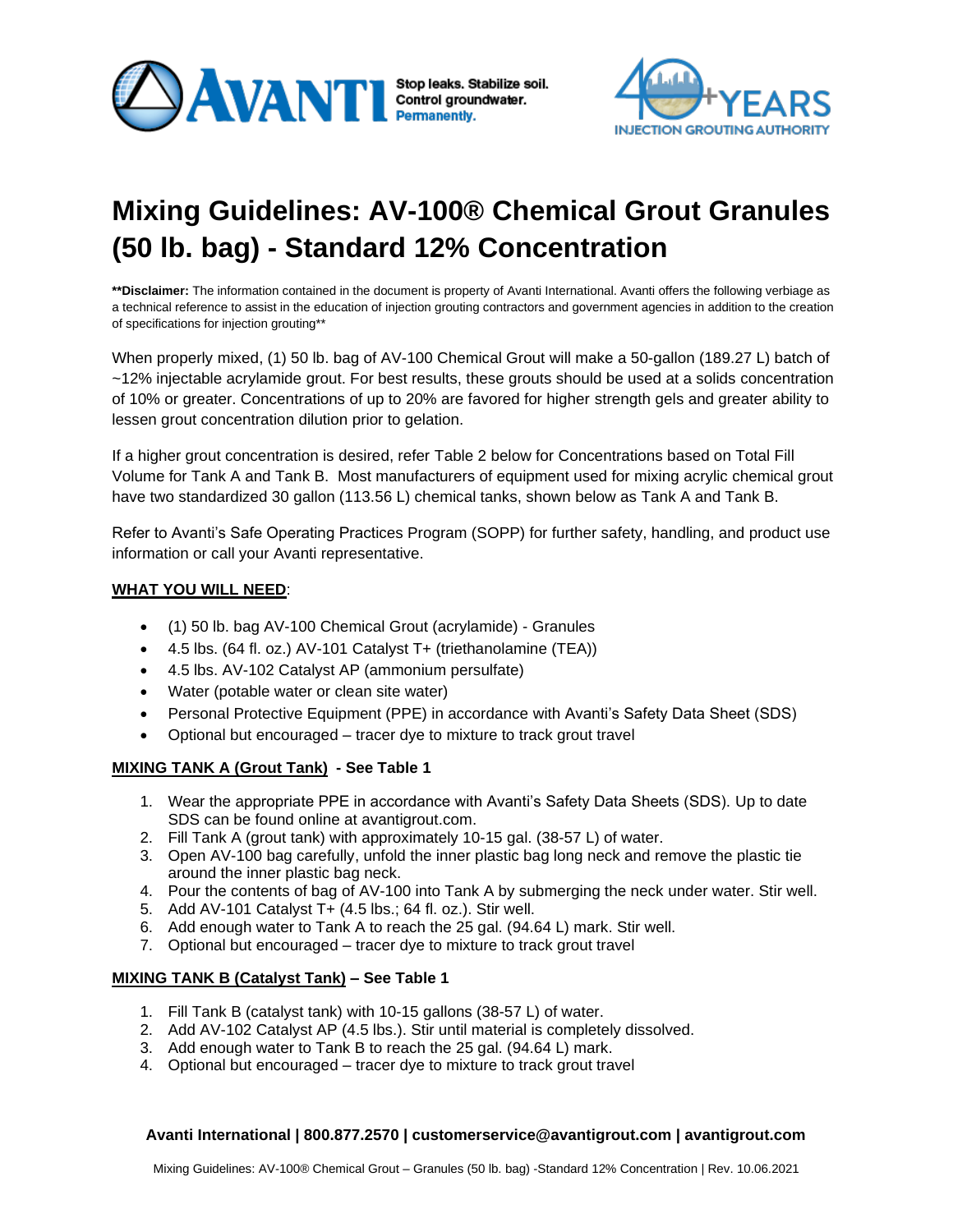# Mixing Guidelines: AV-100® Chemical Grout Granules (50 lb. bag) - Standard 12% Concentration

**\*\*Disclaimer:** The information contained in the document is property of Avanti International. Avanti offers the following verbiage as a technical reference to assist in the education of injection grouting contractors and government agencies in addition to the creation of specifications for injection grouting\*\*

When properly mixed, (1) 50 lb. bag of AV-100 Chemical Grout will make a 50-gallon (189.27 L) batch of ~12% injectable acrylamide grout. For best results, these grouts should be used at a solids concentration of 10% or greater. Concentrations of up to 20% are favored for higher strength gels and greater ability to lessen grout concentration dilution prior to gelation.

If a higher grout concentration is desired, refer Table 2 below for Concentrations based on Total Fill Volume for Tank A and Tank B. Most manufacturers of equipment used for mixing acrylic chemical grout have two standardized 30 gallon (113.56 L) chemical tanks, shown below as Tank A and Tank B.

Refer to Avanti's Safe Operating Practices Program (SOPP) for further safety, handling, and product use information or call your Avanti representative.

**WHAT YOU WILL NEED**:

- (1) 50 lb. bag AV-100 Chemical Grout (acrylamide) - Granules
- 4.5 lbs. (64 fl. oz.) AV-101 Catalyst T+ (triethanolamine (TEA))
- 4.5 lbs. AV-102 Catalyst AP (ammonium persulfate)
- Water (potable water or clean site water)
- Personal Protective Equipment (PPE) in accordance with Avanti's Safety Data Sheet (SDS)
- Optional but encouraged – tracer dye to mixture to track grout travel

**MIXING TANK A (Grout Tank) - See Table 1**

1. Wear the appropriate PPE in accordance with Avanti's Safety Data Sheets (SDS). Up to date SDS can be found online at avantigrout.com.
2. Fill Tank A (grout tank) with approximately 10-15 gal. (38-57 L) of water.
3. Open AV-100 bag carefully, unfold the inner plastic bag long neck and remove the plastic tie around the inner plastic bag neck.
4. Pour the contents of bag of AV-100 into Tank A by submerging the neck under water. Stir well.
5. Add AV-101 Catalyst T+ (4.5 lbs.; 64 fl. oz.). Stir well.
6. Add enough water to Tank A to reach the 25 gal. (94.64 L) mark. Stir well.
7. Optional but encouraged – tracer dye to mixture to track grout travel

**MIXING TANK B (Catalyst Tank) – See Table 1**

1. Fill Tank B (catalyst tank) with 10-15 gallons (38-57 L) of water.
2. Add AV-102 Catalyst AP (4.5 lbs.). Stir until material is completely dissolved.
3. Add enough water to Tank B to reach the 25 gal. (94.64 L) mark.
4. Optional but encouraged – tracer dye to mixture to track grout travel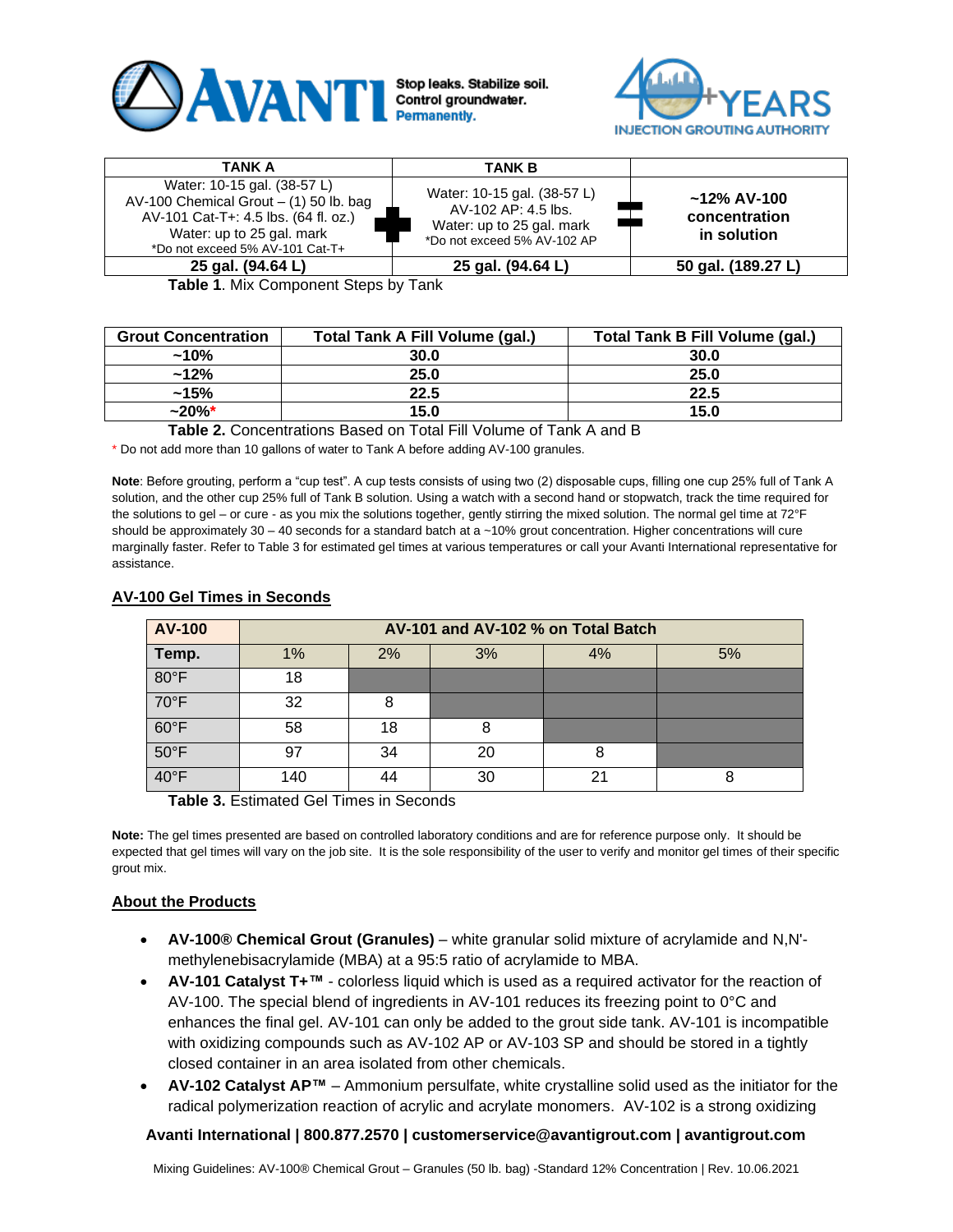| TANK A | | TANK B | | |
|---|---|---|---|---|
| Water: 10-15 gal. (38-57 L)<br>AV-100 Chemical Grout – (1) 50 lb. bag<br>AV-101 Cat-T+: 4.5 lbs. (64 fl. oz.)<br>Water: up to 25 gal. mark<br>*Do not exceed 5% AV-101 Cat-T+ | + | Water: 10-15 gal. (38-57 L)<br>AV-102 AP: 4.5 lbs.<br>Water: up to 25 gal. mark<br>*Do not exceed 5% AV-102 AP | = | ~12% AV-100 concentration in solution |
| **25 gal. (94.64 L)** | | **25 gal. (94.64 L)** | | **50 gal. (189.27 L)** |

**Table 1**. Mix Component Steps by Tank

| Grout Concentration | Total Tank A Fill Volume (gal.) | Total Tank B Fill Volume (gal.) |
|---|---|---|
| ~10% | 30.0 | 30.0 |
| ~12% | 25.0 | 25.0 |
| ~15% | 22.5 | 22.5 |
| ~20%* | 15.0 | 15.0 |

**Table 2.** Concentrations Based on Total Fill Volume of Tank A and B

\* Do not add more than 10 gallons of water to Tank A before adding AV-100 granules.

**Note**: Before grouting, perform a "cup test". A cup tests consists of using two (2) disposable cups, filling one cup 25% full of Tank A solution, and the other cup 25% full of Tank B solution. Using a watch with a second hand or stopwatch, track the time required for the solutions to gel – or cure - as you mix the solutions together, gently stirring the mixed solution. The normal gel time at 72°F should be approximately 30 – 40 seconds for a standard batch at a ~10% grout concentration. Higher concentrations will cure marginally faster. Refer to Table 3 for estimated gel times at various temperatures or call your Avanti International representative for assistance.

## AV-100 Gel Times in Seconds

| AV-100 | AV-101 and AV-102 % on Total Batch | | | | |
|---|---|---|---|---|---|
| **Temp.** | 1% | 2% | 3% | 4% | 5% |
| 80°F | 18 | | | | |
| 70°F | 32 | 8 | | | |
| 60°F | 58 | 18 | 8 | | |
| 50°F | 97 | 34 | 20 | 8 | |
| 40°F | 140 | 44 | 30 | 21 | 8 |

**Table 3.** Estimated Gel Times in Seconds

**Note:** The gel times presented are based on controlled laboratory conditions and are for reference purpose only. It should be expected that gel times will vary on the job site. It is the sole responsibility of the user to verify and monitor gel times of their specific grout mix.

## About the Products

- **AV-100® Chemical Grout (Granules)** – white granular solid mixture of acrylamide and N,N'-methylenebisacrylamide (MBA) at a 95:5 ratio of acrylamide to MBA.
- **AV-101 Catalyst T+™** - colorless liquid which is used as a required activator for the reaction of AV-100. The special blend of ingredients in AV-101 reduces its freezing point to 0°C and enhances the final gel. AV-101 can only be added to the grout side tank. AV-101 is incompatible with oxidizing compounds such as AV-102 AP or AV-103 SP and should be stored in a tightly closed container in an area isolated from other chemicals.
- **AV-102 Catalyst AP™** – Ammonium persulfate, white crystalline solid used as the initiator for the radical polymerization reaction of acrylic and acrylate monomers. AV-102 is a strong oxidizing

**Avanti International | 800.877.2570 | customerservice@avantigrout.com | avantigrout.com**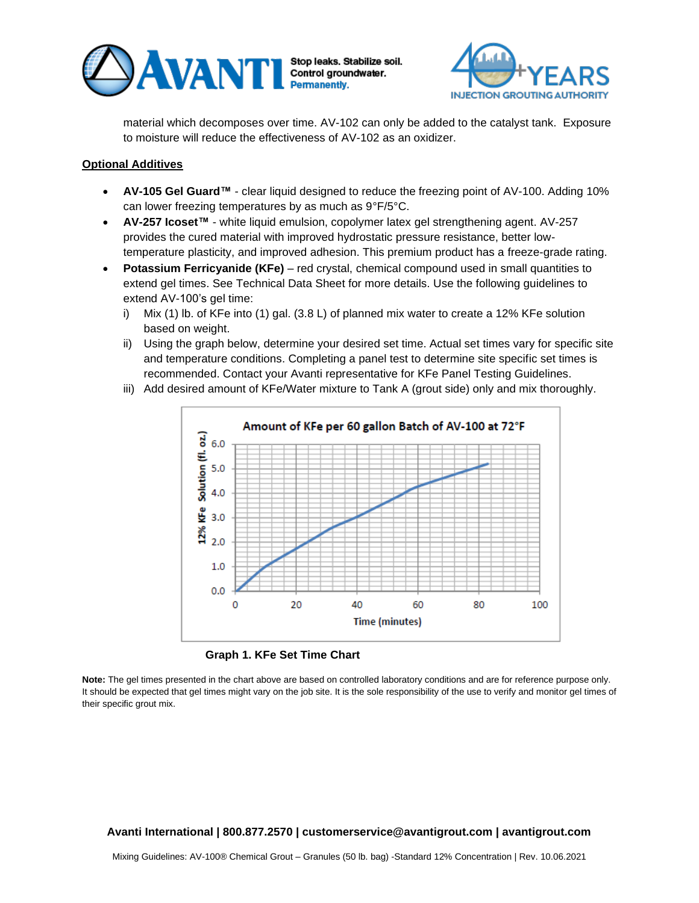material which decomposes over time. AV-102 can only be added to the catalyst tank. Exposure to moisture will reduce the effectiveness of AV-102 as an oxidizer.

**Optional Additives**

- **AV-105 Gel Guard™** - clear liquid designed to reduce the freezing point of AV-100. Adding 10% can lower freezing temperatures by as much as 9°F/5°C.
- **AV-257 Icoset™** - white liquid emulsion, copolymer latex gel strengthening agent. AV-257 provides the cured material with improved hydrostatic pressure resistance, better low-temperature plasticity, and improved adhesion. This premium product has a freeze-grade rating.
- **Potassium Ferricyanide (KFe)** – red crystal, chemical compound used in small quantities to extend gel times. See Technical Data Sheet for more details. Use the following guidelines to extend AV-100's gel time:
  - i) Mix (1) lb. of KFe into (1) gal. (3.8 L) of planned mix water to create a 12% KFe solution based on weight.
  - ii) Using the graph below, determine your desired set time. Actual set times vary for specific site and temperature conditions. Completing a panel test to determine site specific set times is recommended. Contact your Avanti representative for KFe Panel Testing Guidelines.
  - iii) Add desired amount of KFe/Water mixture to Tank A (grout side) only and mix thoroughly.

Amount of KFe per 60 gallon Batch of AV-100 at 72°F

12% KFe Solution (fl. oz.)

6.0
5.0
4.0
3.0
2.0
1.0
0.0

0
20
40
60
80
100

Time (minutes)

**Graph 1. KFe Set Time Chart**

**Note:** The gel times presented in the chart above are based on controlled laboratory conditions and are for reference purpose only. It should be expected that gel times might vary on the job site. It is the sole responsibility of the use to verify and monitor gel times of their specific grout mix.